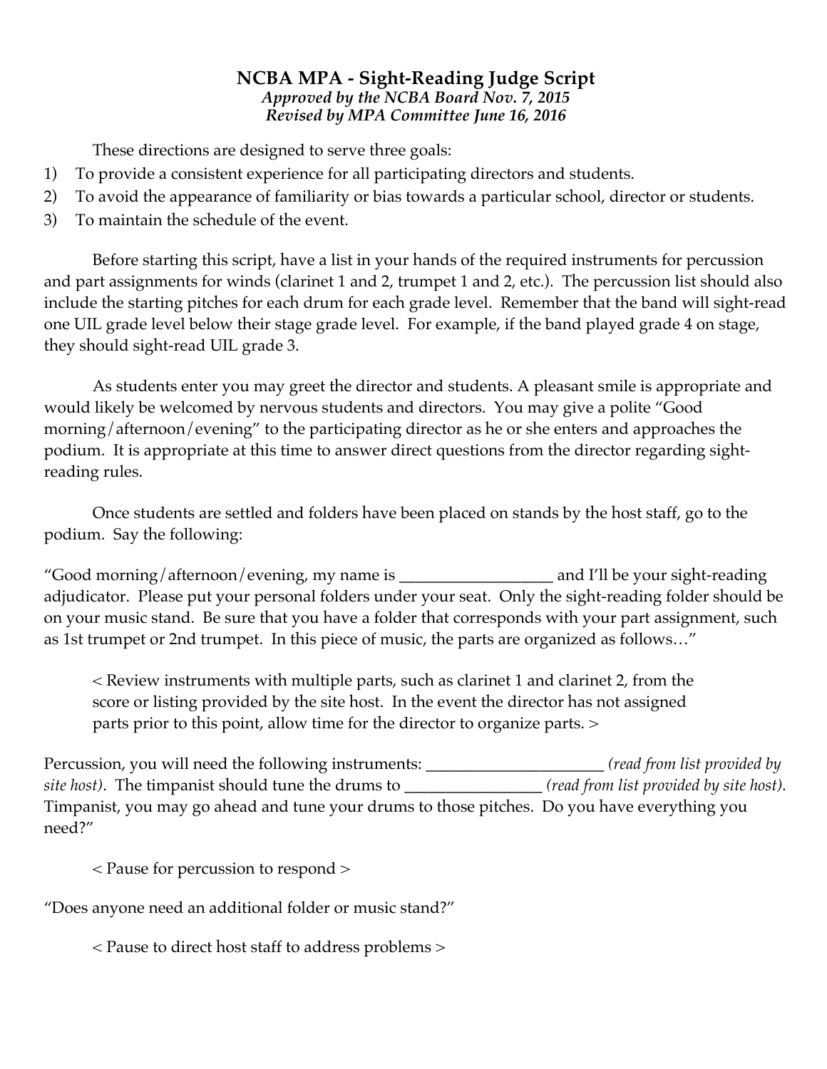# NCBA MPA - Sight-Reading Judge Script

***Approved by the NCBA Board Nov. 7, 2015***
***Revised by MPA Committee June 16, 2016***

These directions are designed to serve three goals:

1) To provide a consistent experience for all participating directors and students.
2) To avoid the appearance of familiarity or bias towards a particular school, director or students.
3) To maintain the schedule of the event.

Before starting this script, have a list in your hands of the required instruments for percussion and part assignments for winds (clarinet 1 and 2, trumpet 1 and 2, etc.). The percussion list should also include the starting pitches for each drum for each grade level. Remember that the band will sight-read one UIL grade level below their stage grade level. For example, if the band played grade 4 on stage, they should sight-read UIL grade 3.

As students enter you may greet the director and students. A pleasant smile is appropriate and would likely be welcomed by nervous students and directors. You may give a polite "Good morning/afternoon/evening" to the participating director as he or she enters and approaches the podium. It is appropriate at this time to answer direct questions from the director regarding sight-reading rules.

Once students are settled and folders have been placed on stands by the host staff, go to the podium. Say the following:

"Good morning/afternoon/evening, my name is __________________ and I'll be your sight-reading adjudicator. Please put your personal folders under your seat. Only the sight-reading folder should be on your music stand. Be sure that you have a folder that corresponds with your part assignment, such as 1st trumpet or 2nd trumpet. In this piece of music, the parts are organized as follows…"

> < Review instruments with multiple parts, such as clarinet 1 and clarinet 2, from the score or listing provided by the site host. In the event the director has not assigned parts prior to this point, allow time for the director to organize parts. >

Percussion, you will need the following instruments: ______________________ *(read from list provided by site host)*. The timpanist should tune the drums to ________________ *(read from list provided by site host).* Timpanist, you may go ahead and tune your drums to those pitches. Do you have everything you need?"

> < Pause for percussion to respond >

"Does anyone need an additional folder or music stand?"

> < Pause to direct host staff to address problems >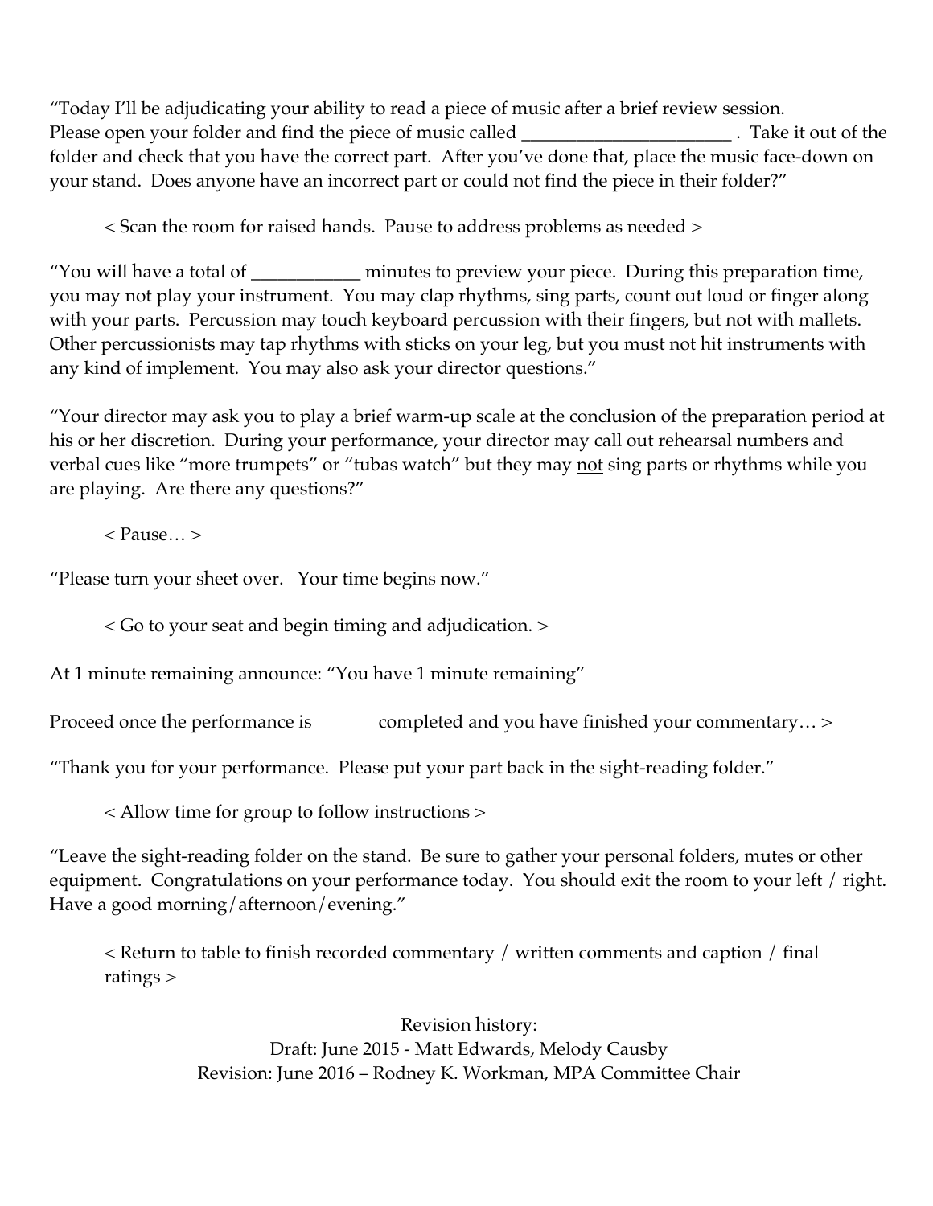"Today I'll be adjudicating your ability to read a piece of music after a brief review session. Please open your folder and find the piece of music called ______________________ . Take it out of the folder and check that you have the correct part. After you've done that, place the music face-down on your stand. Does anyone have an incorrect part or could not find the piece in their folder?"

< Scan the room for raised hands. Pause to address problems as needed >

"You will have a total of ___________ minutes to preview your piece. During this preparation time, you may not play your instrument. You may clap rhythms, sing parts, count out loud or finger along with your parts. Percussion may touch keyboard percussion with their fingers, but not with mallets. Other percussionists may tap rhythms with sticks on your leg, but you must not hit instruments with any kind of implement. You may also ask your director questions."

"Your director may ask you to play a brief warm-up scale at the conclusion of the preparation period at his or her discretion. During your performance, your director <u>may</u> call out rehearsal numbers and verbal cues like "more trumpets" or "tubas watch" but they may <u>not</u> sing parts or rhythms while you are playing. Are there any questions?"

< Pause… >

"Please turn your sheet over. Your time begins now."

< Go to your seat and begin timing and adjudication. >

At 1 minute remaining announce: "You have 1 minute remaining"

Proceed once the performance is completed and you have finished your commentary… >

"Thank you for your performance. Please put your part back in the sight-reading folder."

< Allow time for group to follow instructions >

"Leave the sight-reading folder on the stand. Be sure to gather your personal folders, mutes or other equipment. Congratulations on your performance today. You should exit the room to your left / right. Have a good morning/afternoon/evening."

< Return to table to finish recorded commentary / written comments and caption / final ratings >

Revision history:
Draft: June 2015 - Matt Edwards, Melody Causby
Revision: June 2016 – Rodney K. Workman, MPA Committee Chair